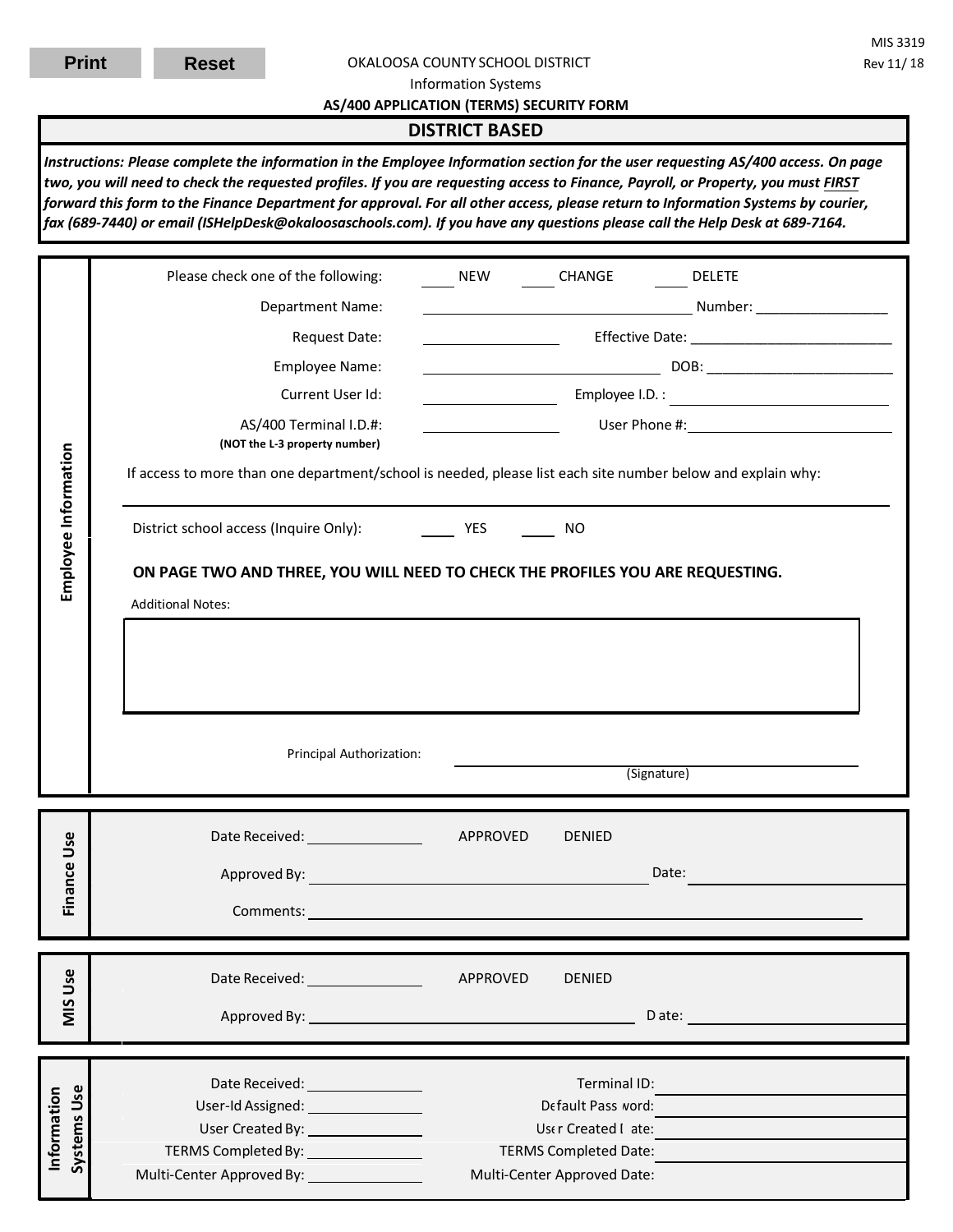Print Reset

MIS 3319
Rev 11/ 18

OKALOOSA COUNTY SCHOOL DISTRICT
Information Systems
**AS/400 APPLICATION (TERMS) SECURITY FORM**

## DISTRICT BASED

***Instructions: Please complete the information in the Employee Information section for the user requesting AS/400 access. On page two, you will need to check the requested profiles. If you are requesting access to Finance, Payroll, or Property, you must FIRST forward this form to the Finance Department for approval. For all other access, please return to Information Systems by courier, fax (689-7440) or email (ISHelpDesk@okaloosaschools.com). If you have any questions please call the Help Desk at 689-7164.***

### Employee Information

Please check one of the following: ____ NEW ____ CHANGE ____ DELETE

Department Name: ______________________ Number: ________________

Request Date: ____________ Effective Date: ________________________

Employee Name: ______________________ DOB: ________________________

Current User Id: ____________ Employee I.D. : ________________________

AS/400 Terminal I.D.#: ____________ User Phone #: ________________________
**(NOT the L-3 property number)**

If access to more than one department/school is needed, please list each site number below and explain why:

______________________________________________________________

District school access (Inquire Only): ____ YES ____ NO

**ON PAGE TWO AND THREE, YOU WILL NEED TO CHECK THE PROFILES YOU ARE REQUESTING.**

Additional Notes:

Principal Authorization: ______________________________
(Signature)

### Finance Use

Date Received: ____________ APPROVED DENIED

Approved By: ______________________________ Date: ________________

Comments: ______________________________________________________

### MIS Use

Date Received: ____________ APPROVED DENIED

Approved By: ______________________________ Date: ________________

### Information Systems Use

Date Received: ____________ Terminal ID: ________________

User-Id Assigned: ____________ Default Password: ________________

User Created By: ____________ User Created Date: ________________

TERMS Completed By: ____________ TERMS Completed Date: ________________

Multi-Center Approved By: ____________ Multi-Center Approved Date: ________________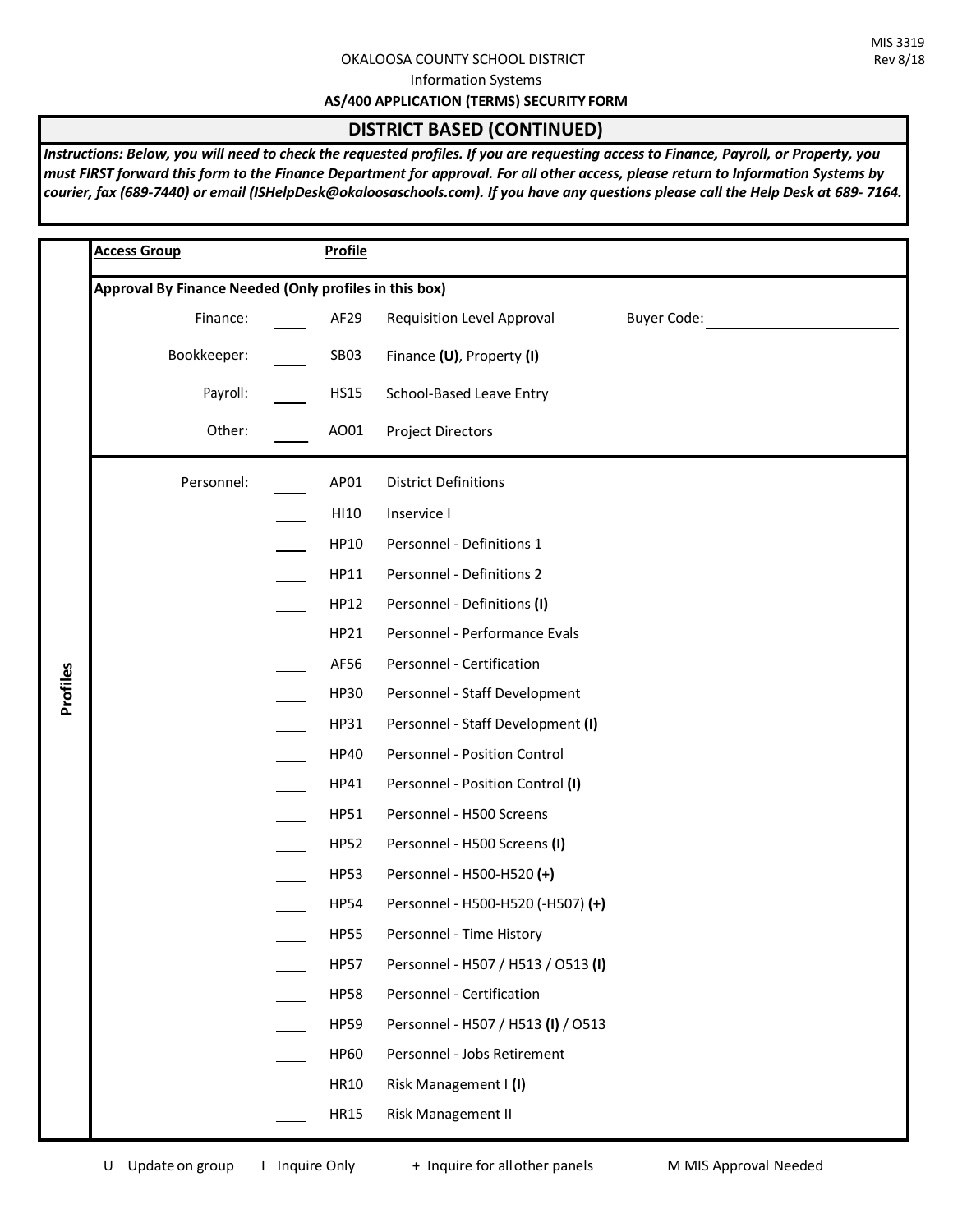MIS 3319
Rev 8/18

OKALOOSA COUNTY SCHOOL DISTRICT

Information Systems

**AS/400 APPLICATION (TERMS) SECURITY FORM**

## DISTRICT BASED (CONTINUED)

***Instructions: Below, you will need to check the requested profiles. If you are requesting access to Finance, Payroll, or Property, you must FIRST forward this form to the Finance Department for approval. For all other access, please return to Information Systems by courier, fax (689-7440) or email (ISHelpDesk@okaloosaschools.com). If you have any questions please call the Help Desk at 689- 7164.***

### Profiles

| Access Group | | Profile | | |
|---|---|---|---|---|
| **Approval By Finance Needed (Only profiles in this box)** | | | | |
| Finance: | ____ | AF29 | Requisition Level Approval | Buyer Code: ____________ |
| Bookkeeper: | ____ | SB03 | Finance **(U)**, Property **(I)** | |
| Payroll: | ____ | HS15 | School-Based Leave Entry | |
| Other: | ____ | AO01 | Project Directors | |
| Personnel: | ____ | AP01 | District Definitions | |
| | ____ | HI10 | Inservice I | |
| | ____ | HP10 | Personnel - Definitions 1 | |
| | ____ | HP11 | Personnel - Definitions 2 | |
| | ____ | HP12 | Personnel - Definitions **(I)** | |
| | ____ | HP21 | Personnel - Performance Evals | |
| | ____ | AF56 | Personnel - Certification | |
| | ____ | HP30 | Personnel - Staff Development | |
| | ____ | HP31 | Personnel - Staff Development **(I)** | |
| | ____ | HP40 | Personnel - Position Control | |
| | ____ | HP41 | Personnel - Position Control **(I)** | |
| | ____ | HP51 | Personnel - H500 Screens | |
| | ____ | HP52 | Personnel - H500 Screens **(I)** | |
| | ____ | HP53 | Personnel - H500-H520 **(+)** | |
| | ____ | HP54 | Personnel - H500-H520 (-H507) **(+)** | |
| | ____ | HP55 | Personnel - Time History | |
| | ____ | HP57 | Personnel - H507 / H513 / O513 **(I)** | |
| | ____ | HP58 | Personnel - Certification | |
| | ____ | HP59 | Personnel - H507 / H513 **(I)** / O513 | |
| | ____ | HP60 | Personnel - Jobs Retirement | |
| | ____ | HR10 | Risk Management I **(I)** | |
| | ____ | HR15 | Risk Management II | |

U Update on group I Inquire Only + Inquire for all other panels M MIS Approval Needed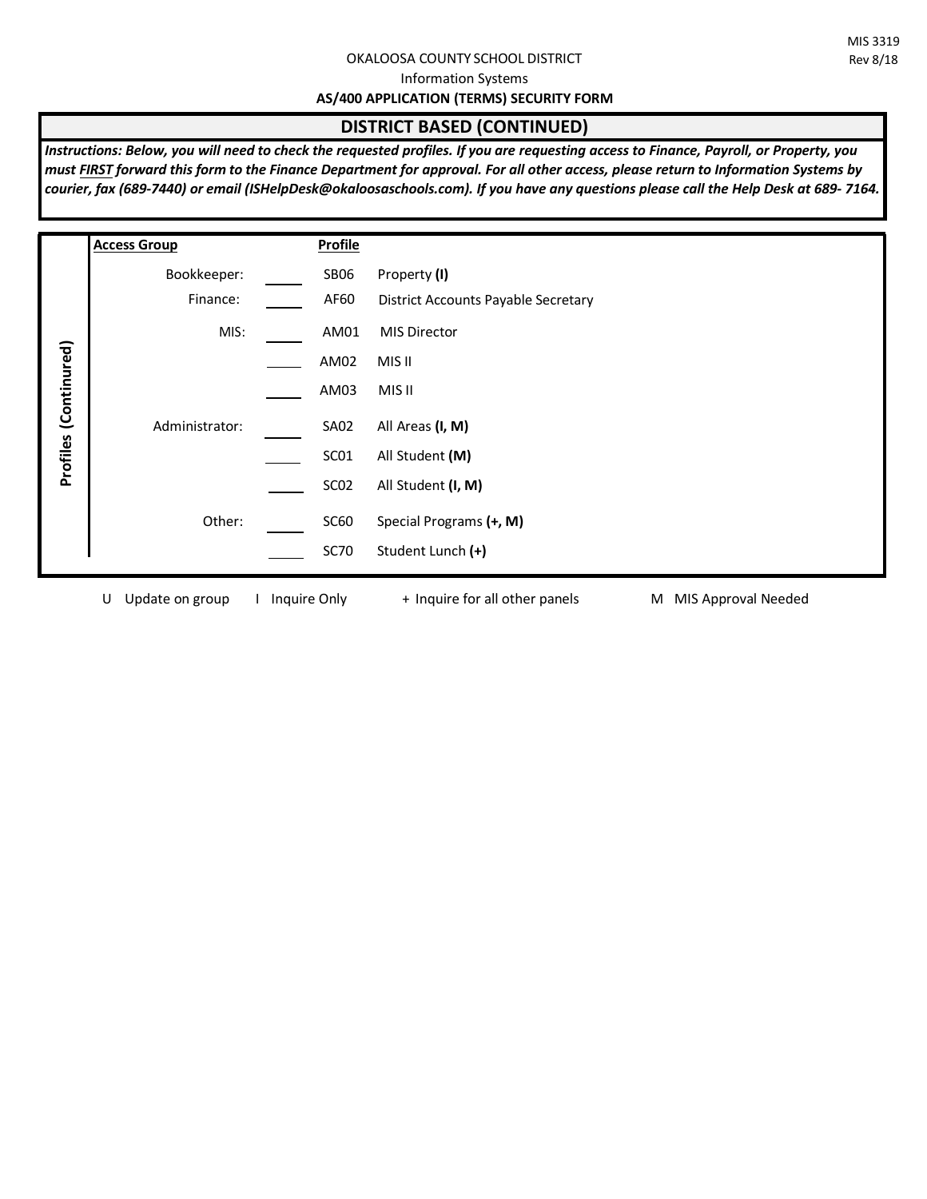MIS 3319
Rev 8/18

OKALOOSA COUNTY SCHOOL DISTRICT
Information Systems
**AS/400 APPLICATION (TERMS) SECURITY FORM**

## DISTRICT BASED (CONTINUED)

***Instructions: Below, you will need to check the requested profiles. If you are requesting access to Finance, Payroll, or Property, you must FIRST forward this form to the Finance Department for approval. For all other access, please return to Information Systems by courier, fax (689-7440) or email (ISHelpDesk@okaloosaschools.com). If you have any questions please call the Help Desk at 689- 7164.***

**Profiles (Continured)**

| Access Group | | Profile | |
|---|---|---|---|
| Bookkeeper: | _____ | SB06 | Property **(I)** |
| Finance: | _____ | AF60 | District Accounts Payable Secretary |
| MIS: | _____ | AM01 | MIS Director |
| | _____ | AM02 | MIS II |
| | _____ | AM03 | MIS II |
| Administrator: | _____ | SA02 | All Areas **(I, M)** |
| | _____ | SC01 | All Student **(M)** |
| | _____ | SC02 | All Student **(I, M)** |
| Other: | _____ | SC60 | Special Programs **(+, M)** |
| | _____ | SC70 | Student Lunch **(+)** |

U Update on group    I Inquire Only    + Inquire for all other panels    M MIS Approval Needed